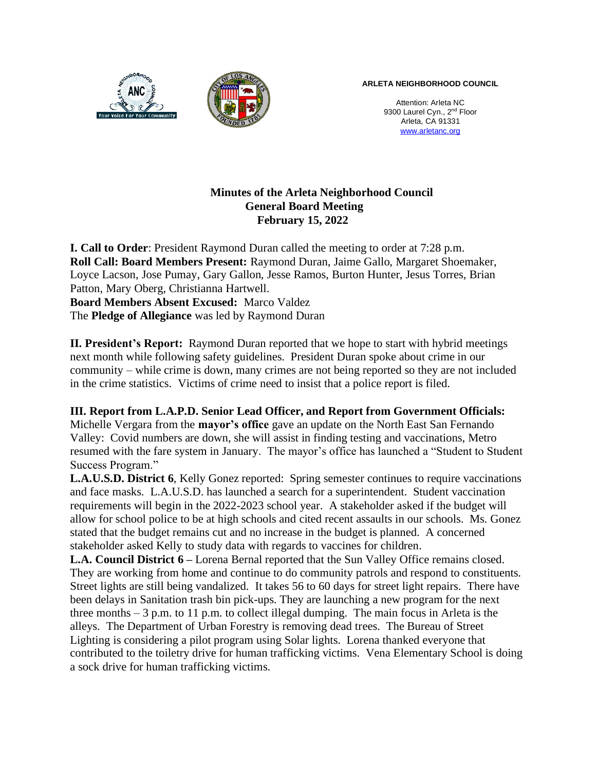**ARLETA NEIGHBORHOOD COUNCIL**

Attention: Arleta NC
9300 Laurel Cyn., 2nd Floor
Arleta, CA 91331
www.arletanc.org

# Minutes of the Arleta Neighborhood Council General Board Meeting February 15, 2022

**I. Call to Order**: President Raymond Duran called the meeting to order at 7:28 p.m.
**Roll Call: Board Members Present:** Raymond Duran, Jaime Gallo, Margaret Shoemaker, Loyce Lacson, Jose Pumay, Gary Gallon, Jesse Ramos, Burton Hunter, Jesus Torres, Brian Patton, Mary Oberg, Christianna Hartwell.
**Board Members Absent Excused:** Marco Valdez
The **Pledge of Allegiance** was led by Raymond Duran

**II. President's Report:** Raymond Duran reported that we hope to start with hybrid meetings next month while following safety guidelines. President Duran spoke about crime in our community – while crime is down, many crimes are not being reported so they are not included in the crime statistics. Victims of crime need to insist that a police report is filed.

**III. Report from L.A.P.D. Senior Lead Officer, and Report from Government Officials:**
Michelle Vergara from the **mayor's office** gave an update on the North East San Fernando Valley: Covid numbers are down, she will assist in finding testing and vaccinations, Metro resumed with the fare system in January. The mayor's office has launched a "Student to Student Success Program."
**L.A.U.S.D. District 6**, Kelly Gonez reported: Spring semester continues to require vaccinations and face masks. L.A.U.S.D. has launched a search for a superintendent. Student vaccination requirements will begin in the 2022-2023 school year. A stakeholder asked if the budget will allow for school police to be at high schools and cited recent assaults in our schools. Ms. Gonez stated that the budget remains cut and no increase in the budget is planned. A concerned stakeholder asked Kelly to study data with regards to vaccines for children.
**L.A. Council District 6 –** Lorena Bernal reported that the Sun Valley Office remains closed. They are working from home and continue to do community patrols and respond to constituents. Street lights are still being vandalized. It takes 56 to 60 days for street light repairs. There have been delays in Sanitation trash bin pick-ups. They are launching a new program for the next three months – 3 p.m. to 11 p.m. to collect illegal dumping. The main focus in Arleta is the alleys. The Department of Urban Forestry is removing dead trees. The Bureau of Street Lighting is considering a pilot program using Solar lights. Lorena thanked everyone that contributed to the toiletry drive for human trafficking victims. Vena Elementary School is doing a sock drive for human trafficking victims.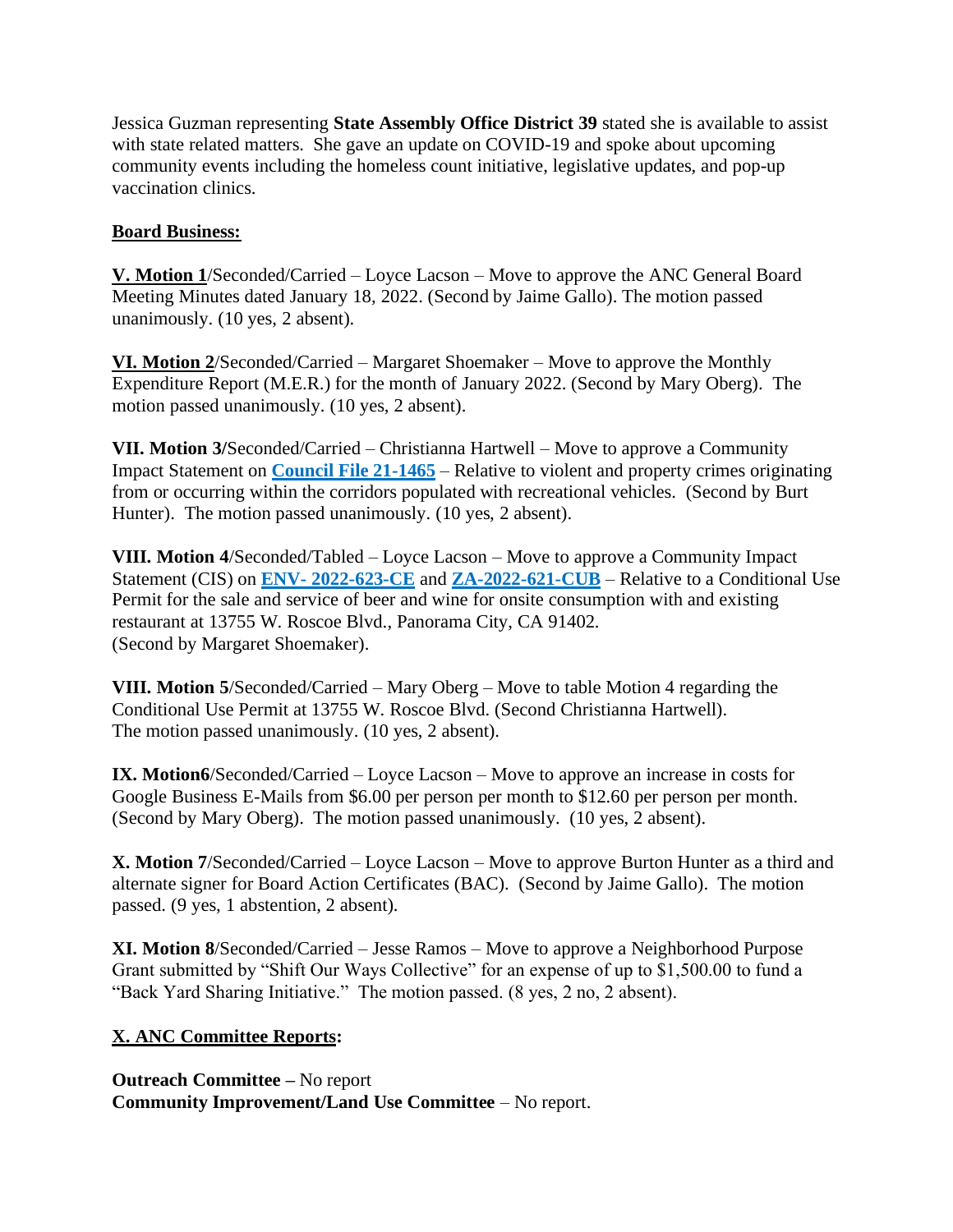Jessica Guzman representing **State Assembly Office District 39** stated she is available to assist with state related matters. She gave an update on COVID-19 and spoke about upcoming community events including the homeless count initiative, legislative updates, and pop-up vaccination clinics.

**Board Business:**

**V. Motion 1**/Seconded/Carried – Loyce Lacson – Move to approve the ANC General Board Meeting Minutes dated January 18, 2022. (Second by Jaime Gallo). The motion passed unanimously. (10 yes, 2 absent).

**VI. Motion 2**/Seconded/Carried – Margaret Shoemaker – Move to approve the Monthly Expenditure Report (M.E.R.) for the month of January 2022. (Second by Mary Oberg). The motion passed unanimously. (10 yes, 2 absent).

**VII. Motion 3/**Seconded/Carried – Christianna Hartwell – Move to approve a Community Impact Statement on **Council File 21-1465** – Relative to violent and property crimes originating from or occurring within the corridors populated with recreational vehicles. (Second by Burt Hunter). The motion passed unanimously. (10 yes, 2 absent).

**VIII. Motion 4**/Seconded/Tabled – Loyce Lacson – Move to approve a Community Impact Statement (CIS) on **ENV- 2022-623-CE** and **ZA-2022-621-CUB** – Relative to a Conditional Use Permit for the sale and service of beer and wine for onsite consumption with and existing restaurant at 13755 W. Roscoe Blvd., Panorama City, CA 91402.
(Second by Margaret Shoemaker).

**VIII. Motion 5**/Seconded/Carried – Mary Oberg – Move to table Motion 4 regarding the Conditional Use Permit at 13755 W. Roscoe Blvd. (Second Christianna Hartwell).
The motion passed unanimously. (10 yes, 2 absent).

**IX. Motion6**/Seconded/Carried – Loyce Lacson – Move to approve an increase in costs for Google Business E-Mails from $6.00 per person per month to $12.60 per person per month. (Second by Mary Oberg). The motion passed unanimously. (10 yes, 2 absent).

**X. Motion 7**/Seconded/Carried – Loyce Lacson – Move to approve Burton Hunter as a third and alternate signer for Board Action Certificates (BAC). (Second by Jaime Gallo). The motion passed. (9 yes, 1 abstention, 2 absent).

**XI. Motion 8**/Seconded/Carried – Jesse Ramos – Move to approve a Neighborhood Purpose Grant submitted by "Shift Our Ways Collective" for an expense of up to $1,500.00 to fund a "Back Yard Sharing Initiative." The motion passed. (8 yes, 2 no, 2 absent).

**X. ANC Committee Reports:**

**Outreach Committee –** No report
**Community Improvement/Land Use Committee** – No report.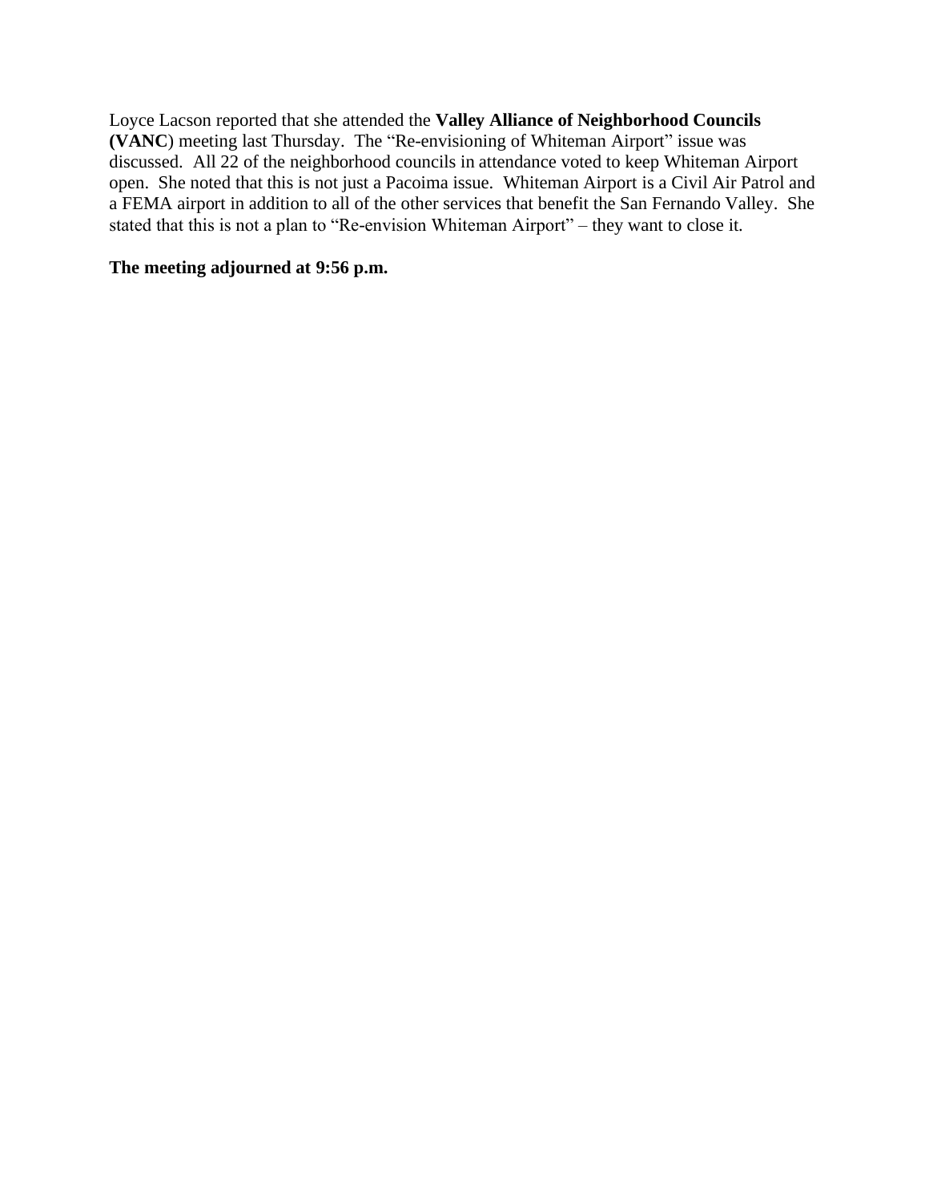Loyce Lacson reported that she attended the **Valley Alliance of Neighborhood Councils (VANC**) meeting last Thursday. The "Re-envisioning of Whiteman Airport" issue was discussed. All 22 of the neighborhood councils in attendance voted to keep Whiteman Airport open. She noted that this is not just a Pacoima issue. Whiteman Airport is a Civil Air Patrol and a FEMA airport in addition to all of the other services that benefit the San Fernando Valley. She stated that this is not a plan to "Re-envision Whiteman Airport" – they want to close it.

**The meeting adjourned at 9:56 p.m.**